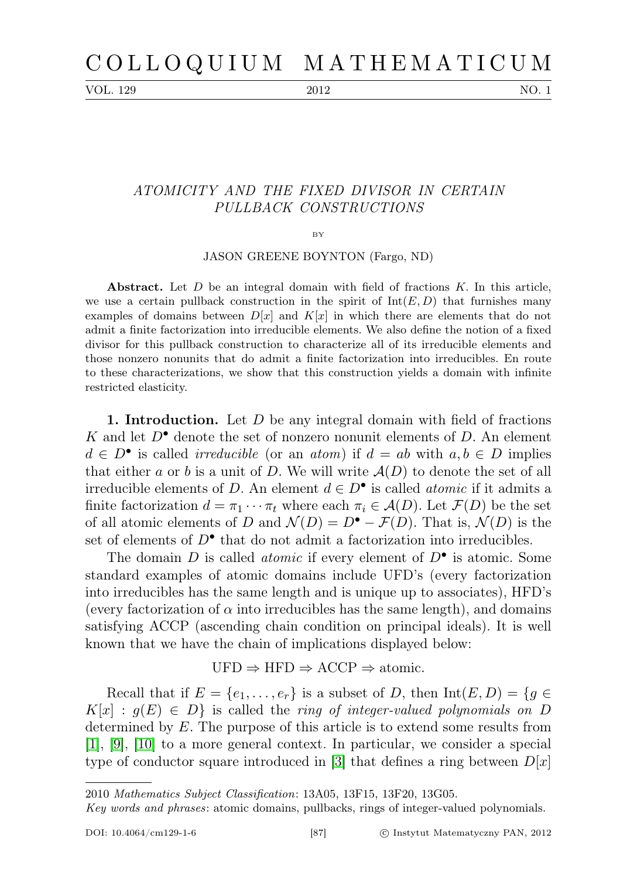# ATOMICITY AND THE FIXED DIVISOR IN CERTAIN PULLBACK CONSTRUCTIONS

BY

JASON GREENE BOYNTON (Fargo, ND)

**Abstract.** Let $D$ be an integral domain with field of fractions $K$. In this article, we use a certain pullback construction in the spirit of $\mathrm{Int}(E, D)$ that furnishes many examples of domains between $D[x]$ and $K[x]$ in which there are elements that do not admit a finite factorization into irreducible elements. We also define the notion of a fixed divisor for this pullback construction to characterize all of its irreducible elements and those nonzero nonunits that do admit a finite factorization into irreducibles. En route to these characterizations, we show that this construction yields a domain with infinite restricted elasticity.

**1. Introduction.** Let $D$ be any integral domain with field of fractions $K$ and let $D^\bullet$ denote the set of nonzero nonunit elements of $D$. An element $d \in D^\bullet$ is called *irreducible* (or an *atom*) if $d = ab$ with $a, b \in D$ implies that either $a$ or $b$ is a unit of $D$. We will write $\mathcal{A}(D)$ to denote the set of all irreducible elements of $D$. An element $d \in D^\bullet$ is called *atomic* if it admits a finite factorization $d = \pi_1 \cdots \pi_t$ where each $\pi_i \in \mathcal{A}(D)$. Let $\mathcal{F}(D)$ be the set of all atomic elements of $D$ and $\mathcal{N}(D) = D^\bullet - \mathcal{F}(D)$. That is, $\mathcal{N}(D)$ is the set of elements of $D^\bullet$ that do not admit a factorization into irreducibles.

The domain $D$ is called *atomic* if every element of $D^\bullet$ is atomic. Some standard examples of atomic domains include UFD's (every factorization into irreducibles has the same length and is unique up to associates), HFD's (every factorization of $\alpha$ into irreducibles has the same length), and domains satisfying ACCP (ascending chain condition on principal ideals). It is well known that we have the chain of implications displayed below:

$$\text{UFD} \Rightarrow \text{HFD} \Rightarrow \text{ACCP} \Rightarrow \text{atomic}.$$

Recall that if $E = \{e_1, \ldots, e_r\}$ is a subset of $D$, then $\mathrm{Int}(E, D) = \{g \in K[x] : g(E) \in D\}$ is called the *ring of integer-valued polynomials on $D$ determined by $E$*. The purpose of this article is to extend some results from [1], [9], [10] to a more general context. In particular, we consider a special type of conductor square introduced in [3] that defines a ring between $D[x]$

---

2010 *Mathematics Subject Classification*: 13A05, 13F15, 13F20, 13G05.

*Key words and phrases*: atomic domains, pullbacks, rings of integer-valued polynomials.

DOI: 10.4064/cm129-1-6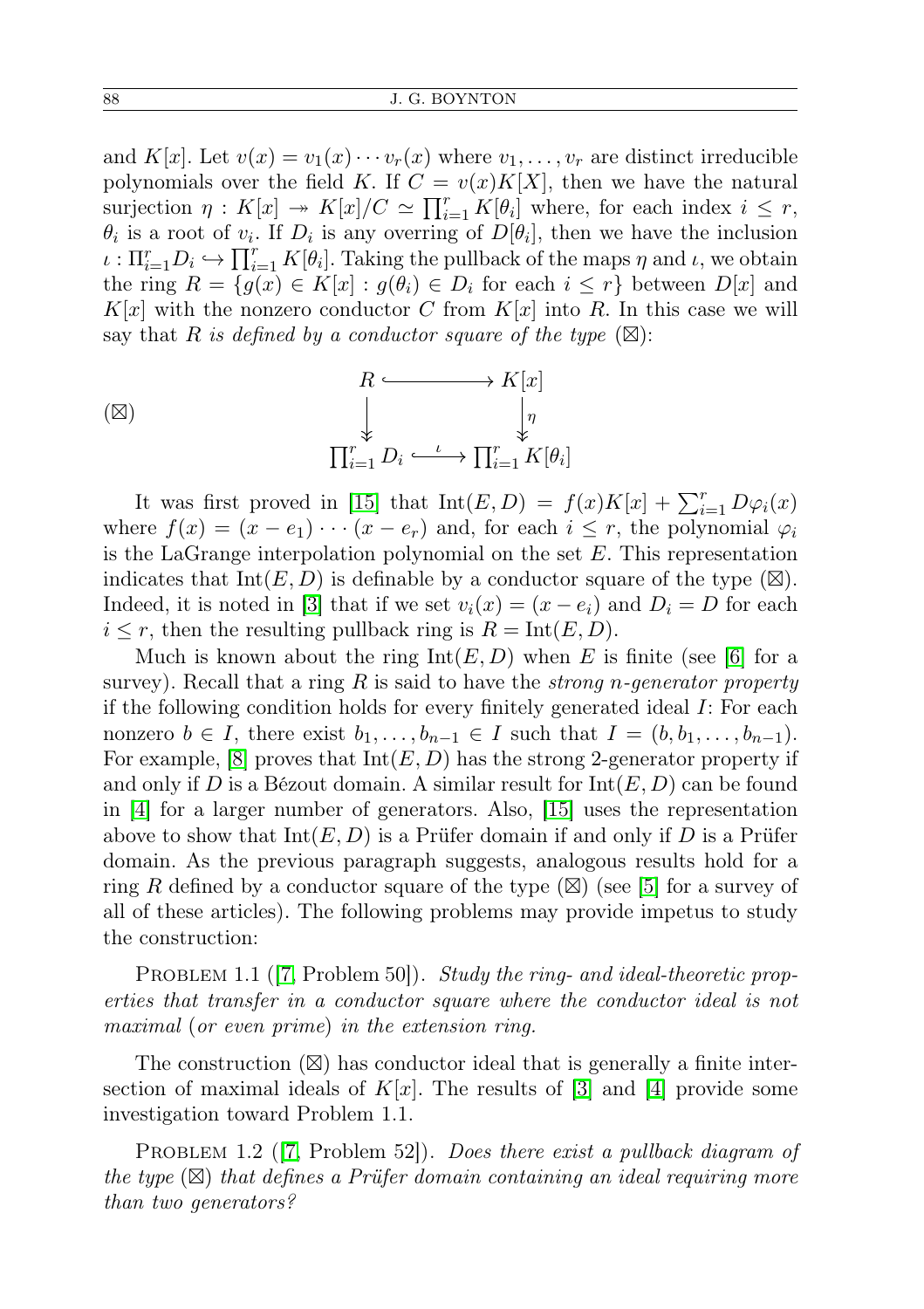and $K[x]$. Let $v(x) = v_1(x) \cdots v_r(x)$ where $v_1, \ldots, v_r$ are distinct irreducible polynomials over the field $K$. If $C = v(x)K[X]$, then we have the natural surjection $\eta : K[x] \twoheadrightarrow K[x]/C \simeq \prod_{i=1}^r K[\theta_i]$ where, for each index $i \leq r$, $\theta_i$ is a root of $v_i$. If $D_i$ is any overring of $D[\theta_i]$, then we have the inclusion $\iota : \Pi_{i=1}^r D_i \hookrightarrow \prod_{i=1}^r K[\theta_i]$. Taking the pullback of the maps $\eta$ and $\iota$, we obtain the ring $R = \{g(x) \in K[x] : g(\theta_i) \in D_i \text{ for each } i \leq r\}$ between $D[x]$ and $K[x]$ with the nonzero conductor $C$ from $K[x]$ into $R$. In this case we will say that $R$ *is defined by a conductor square of the type* ($\boxtimes$):

$$
(\boxtimes) \qquad
\begin{array}{ccc}
R & \hookrightarrow & K[x] \\
\big\downarrow & & \big\downarrow \eta \\
\prod_{i=1}^r D_i & \xhookrightarrow{\ \iota\ } & \prod_{i=1}^r K[\theta_i]
\end{array}
$$

It was first proved in [15] that $\mathrm{Int}(E, D) = f(x)K[x] + \sum_{i=1}^r D\varphi_i(x)$ where $f(x) = (x - e_1) \cdots (x - e_r)$ and, for each $i \leq r$, the polynomial $\varphi_i$ is the LaGrange interpolation polynomial on the set $E$. This representation indicates that $\mathrm{Int}(E, D)$ is definable by a conductor square of the type ($\boxtimes$). Indeed, it is noted in [3] that if we set $v_i(x) = (x - e_i)$ and $D_i = D$ for each $i \leq r$, then the resulting pullback ring is $R = \mathrm{Int}(E, D)$.

Much is known about the ring $\mathrm{Int}(E, D)$ when $E$ is finite (see [6] for a survey). Recall that a ring $R$ is said to have the *strong n-generator property* if the following condition holds for every finitely generated ideal $I$: For each nonzero $b \in I$, there exist $b_1, \ldots, b_{n-1} \in I$ such that $I = (b, b_1, \ldots, b_{n-1})$. For example, [8] proves that $\mathrm{Int}(E, D)$ has the strong 2-generator property if and only if $D$ is a Bézout domain. A similar result for $\mathrm{Int}(E, D)$ can be found in [4] for a larger number of generators. Also, [15] uses the representation above to show that $\mathrm{Int}(E, D)$ is a Prüfer domain if and only if $D$ is a Prüfer domain. As the previous paragraph suggests, analogous results hold for a ring $R$ defined by a conductor square of the type ($\boxtimes$) (see [5] for a survey of all of these articles). The following problems may provide impetus to study the construction:

Problem 1.1 ([7, Problem 50]). *Study the ring- and ideal-theoretic properties that transfer in a conductor square where the conductor ideal is not maximal* (*or even prime*) *in the extension ring.*

The construction ($\boxtimes$) has conductor ideal that is generally a finite intersection of maximal ideals of $K[x]$. The results of [3] and [4] provide some investigation toward Problem 1.1.

Problem 1.2 ([7, Problem 52]). *Does there exist a pullback diagram of the type* ($\boxtimes$) *that defines a Prüfer domain containing an ideal requiring more than two generators?*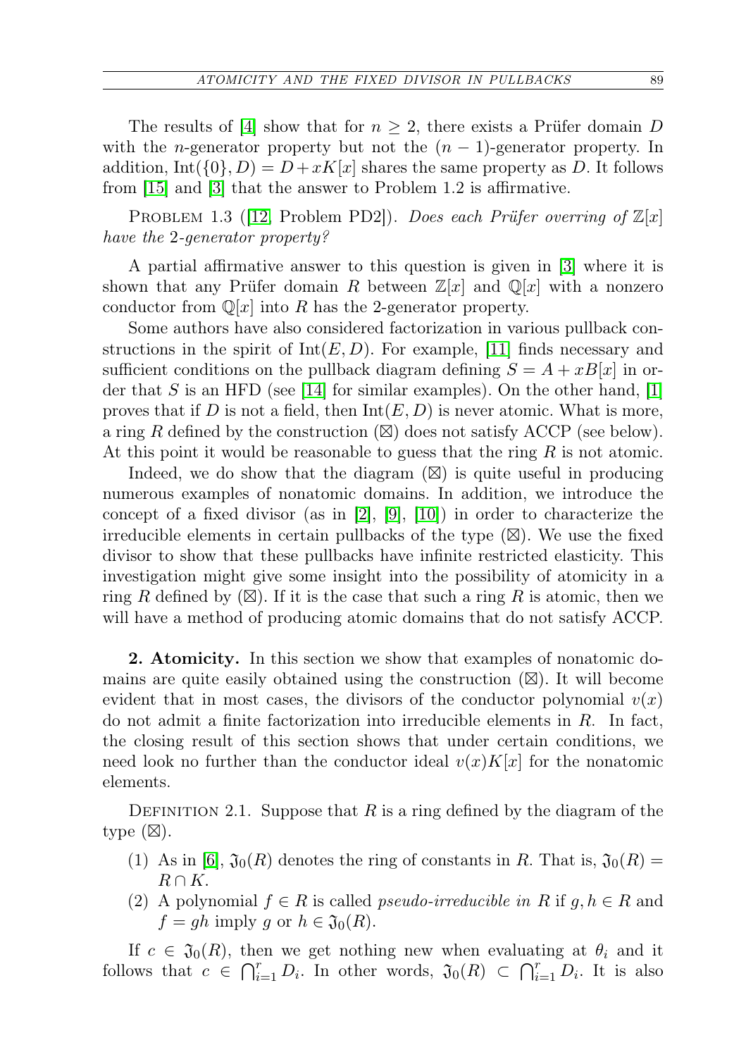The results of [4] show that for $n \geq 2$, there exists a Prüfer domain $D$ with the $n$-generator property but not the $(n-1)$-generator property. In addition, $\mathrm{Int}(\{0\}, D) = D + xK[x]$ shares the same property as $D$. It follows from [15] and [3] that the answer to Problem 1.2 is affirmative.

Problem 1.3 ([12, Problem PD2]). *Does each Prüfer overring of $\mathbb{Z}[x]$ have the 2-generator property?*

A partial affirmative answer to this question is given in [3] where it is shown that any Prüfer domain $R$ between $\mathbb{Z}[x]$ and $\mathbb{Q}[x]$ with a nonzero conductor from $\mathbb{Q}[x]$ into $R$ has the 2-generator property.

Some authors have also considered factorization in various pullback constructions in the spirit of $\mathrm{Int}(E, D)$. For example, [11] finds necessary and sufficient conditions on the pullback diagram defining $S = A + xB[x]$ in order that $S$ is an HFD (see [14] for similar examples). On the other hand, [1] proves that if $D$ is not a field, then $\mathrm{Int}(E, D)$ is never atomic. What is more, a ring $R$ defined by the construction $(\boxtimes)$ does not satisfy ACCP (see below). At this point it would be reasonable to guess that the ring $R$ is not atomic.

Indeed, we do show that the diagram $(\boxtimes)$ is quite useful in producing numerous examples of nonatomic domains. In addition, we introduce the concept of a fixed divisor (as in [2], [9], [10]) in order to characterize the irreducible elements in certain pullbacks of the type $(\boxtimes)$. We use the fixed divisor to show that these pullbacks have infinite restricted elasticity. This investigation might give some insight into the possibility of atomicity in a ring $R$ defined by $(\boxtimes)$. If it is the case that such a ring $R$ is atomic, then we will have a method of producing atomic domains that do not satisfy ACCP.

**2. Atomicity.** In this section we show that examples of nonatomic domains are quite easily obtained using the construction $(\boxtimes)$. It will become evident that in most cases, the divisors of the conductor polynomial $v(x)$ do not admit a finite factorization into irreducible elements in $R$. In fact, the closing result of this section shows that under certain conditions, we need look no further than the conductor ideal $v(x)K[x]$ for the nonatomic elements.

Definition 2.1. Suppose that $R$ is a ring defined by the diagram of the type $(\boxtimes)$.

1. As in [6], $\mathfrak{I}_0(R)$ denotes the ring of constants in $R$. That is, $\mathfrak{I}_0(R) = R \cap K$.
2. A polynomial $f \in R$ is called *pseudo-irreducible in* $R$ if $g, h \in R$ and $f = gh$ imply $g$ or $h \in \mathfrak{I}_0(R)$.

If $c \in \mathfrak{I}_0(R)$, then we get nothing new when evaluating at $\theta_i$ and it follows that $c \in \bigcap_{i=1}^{r} D_i$. In other words, $\mathfrak{I}_0(R) \subset \bigcap_{i=1}^{r} D_i$. It is also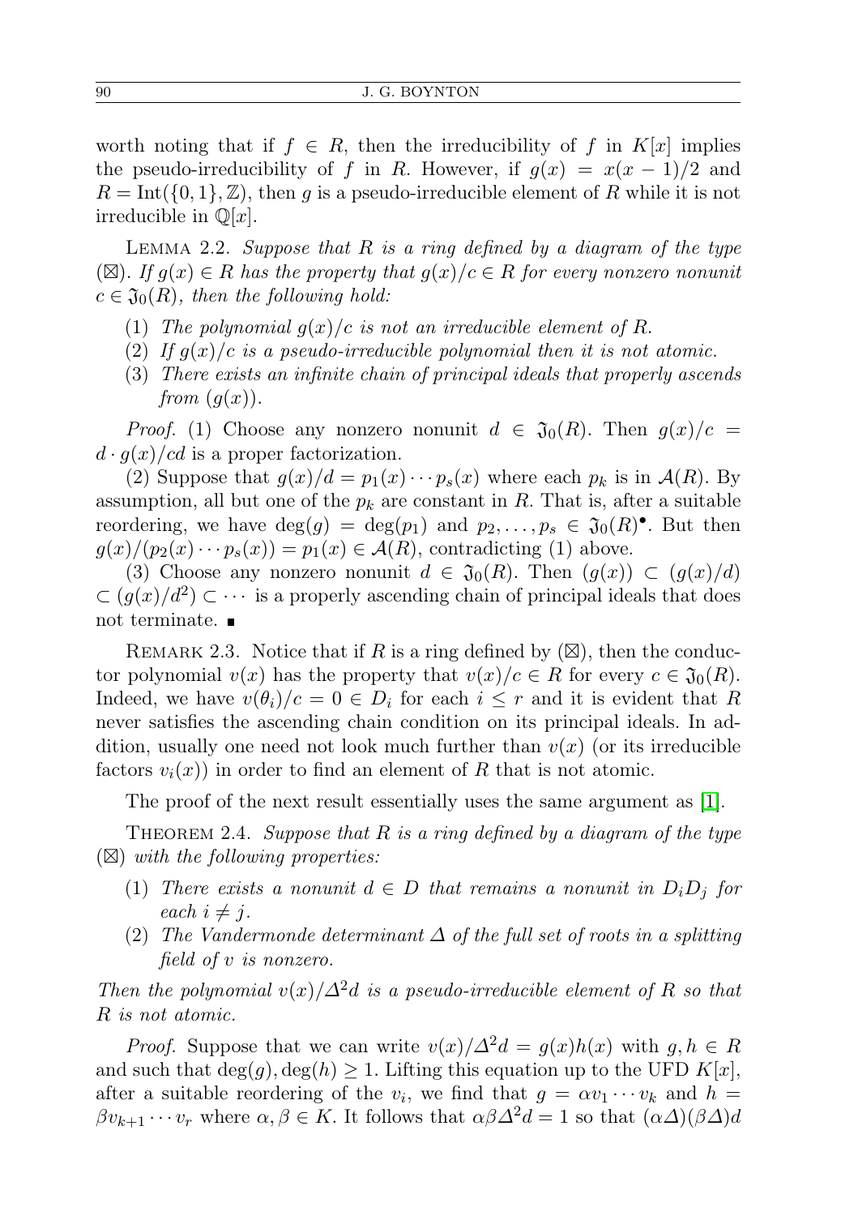worth noting that if $f \in R$, then the irreducibility of $f$ in $K[x]$ implies the pseudo-irreducibility of $f$ in $R$. However, if $g(x) = x(x-1)/2$ and $R = \mathrm{Int}(\{0,1\}, \mathbb{Z})$, then $g$ is a pseudo-irreducible element of $R$ while it is not irreducible in $\mathbb{Q}[x]$.

LEMMA 2.2. *Suppose that $R$ is a ring defined by a diagram of the type $(\boxtimes)$. If $g(x) \in R$ has the property that $g(x)/c \in R$ for every nonzero nonunit $c \in \mathfrak{J}_0(R)$, then the following hold:*

1. *The polynomial $g(x)/c$ is not an irreducible element of $R$.*
2. *If $g(x)/c$ is a pseudo-irreducible polynomial then it is not atomic.*
3. *There exists an infinite chain of principal ideals that properly ascends from $(g(x))$.*

*Proof.* (1) Choose any nonzero nonunit $d \in \mathfrak{J}_0(R)$. Then $g(x)/c = d \cdot g(x)/cd$ is a proper factorization.

(2) Suppose that $g(x)/d = p_1(x) \cdots p_s(x)$ where each $p_k$ is in $\mathcal{A}(R)$. By assumption, all but one of the $p_k$ are constant in $R$. That is, after a suitable reordering, we have $\deg(g) = \deg(p_1)$ and $p_2, \ldots, p_s \in \mathfrak{J}_0(R)^\bullet$. But then $g(x)/(p_2(x) \cdots p_s(x)) = p_1(x) \in \mathcal{A}(R)$, contradicting (1) above.

(3) Choose any nonzero nonunit $d \in \mathfrak{J}_0(R)$. Then $(g(x)) \subset (g(x)/d) \subset (g(x)/d^2) \subset \cdots$ is a properly ascending chain of principal ideals that does not terminate. ∎

REMARK 2.3. Notice that if $R$ is a ring defined by $(\boxtimes)$, then the conductor polynomial $v(x)$ has the property that $v(x)/c \in R$ for every $c \in \mathfrak{J}_0(R)$. Indeed, we have $v(\theta_i)/c = 0 \in D_i$ for each $i \le r$ and it is evident that $R$ never satisfies the ascending chain condition on its principal ideals. In addition, usually one need not look much further than $v(x)$ (or its irreducible factors $v_i(x)$) in order to find an element of $R$ that is not atomic.

The proof of the next result essentially uses the same argument as [1].

THEOREM 2.4. *Suppose that $R$ is a ring defined by a diagram of the type $(\boxtimes)$ with the following properties:*

1. *There exists a nonunit $d \in D$ that remains a nonunit in $D_i D_j$ for each $i \neq j$.*
2. *The Vandermonde determinant $\Delta$ of the full set of roots in a splitting field of $v$ is nonzero.*

*Then the polynomial $v(x)/\Delta^2 d$ is a pseudo-irreducible element of $R$ so that $R$ is not atomic.*

*Proof.* Suppose that we can write $v(x)/\Delta^2 d = g(x)h(x)$ with $g, h \in R$ and such that $\deg(g), \deg(h) \ge 1$. Lifting this equation up to the UFD $K[x]$, after a suitable reordering of the $v_i$, we find that $g = \alpha v_1 \cdots v_k$ and $h = \beta v_{k+1} \cdots v_r$ where $\alpha, \beta \in K$. It follows that $\alpha\beta\Delta^2 d = 1$ so that $(\alpha\Delta)(\beta\Delta)d$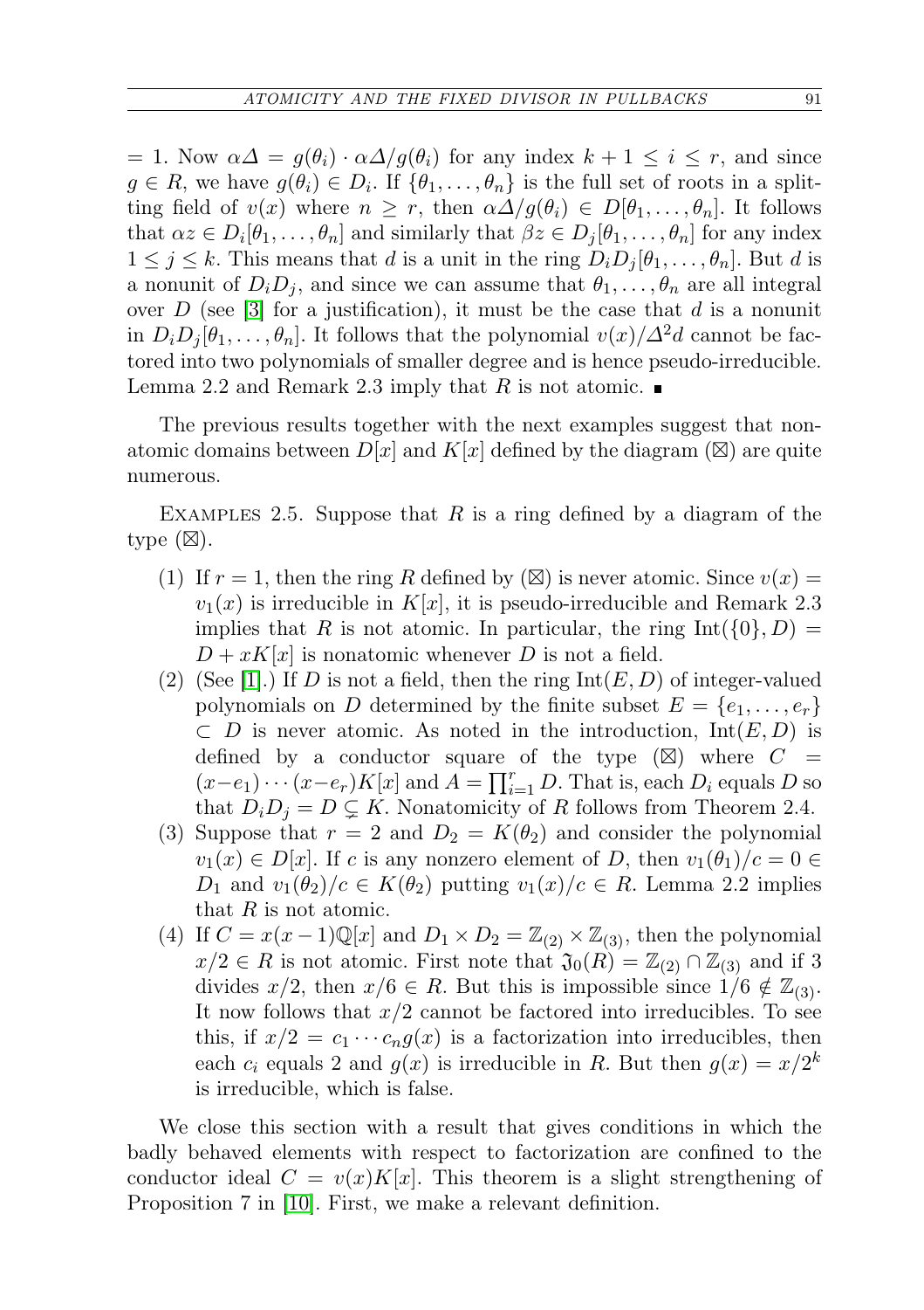= 1. Now $\alpha\Delta = g(\theta_i) \cdot \alpha\Delta/g(\theta_i)$ for any index $k+1 \leq i \leq r$, and since $g \in R$, we have $g(\theta_i) \in D_i$. If $\{\theta_1, \ldots, \theta_n\}$ is the full set of roots in a splitting field of $v(x)$ where $n \geq r$, then $\alpha\Delta/g(\theta_i) \in D[\theta_1, \ldots, \theta_n]$. It follows that $\alpha z \in D_i[\theta_1, \ldots, \theta_n]$ and similarly that $\beta z \in D_j[\theta_1, \ldots, \theta_n]$ for any index $1 \leq j \leq k$. This means that $d$ is a unit in the ring $D_iD_j[\theta_1, \ldots, \theta_n]$. But $d$ is a nonunit of $D_iD_j$, and since we can assume that $\theta_1, \ldots, \theta_n$ are all integral over $D$ (see [3] for a justification), it must be the case that $d$ is a nonunit in $D_iD_j[\theta_1, \ldots, \theta_n]$. It follows that the polynomial $v(x)/\Delta^2 d$ cannot be factored into two polynomials of smaller degree and is hence pseudo-irreducible. Lemma 2.2 and Remark 2.3 imply that $R$ is not atomic. ∎

The previous results together with the next examples suggest that nonatomic domains between $D[x]$ and $K[x]$ defined by the diagram (⊠) are quite numerous.

Examples 2.5. Suppose that $R$ is a ring defined by a diagram of the type (⊠).

(1) If $r = 1$, then the ring $R$ defined by (⊠) is never atomic. Since $v(x) = v_1(x)$ is irreducible in $K[x]$, it is pseudo-irreducible and Remark 2.3 implies that $R$ is not atomic. In particular, the ring $\mathrm{Int}(\{0\}, D) = D + xK[x]$ is nonatomic whenever $D$ is not a field.

(2) (See [1].) If $D$ is not a field, then the ring $\mathrm{Int}(E, D)$ of integer-valued polynomials on $D$ determined by the finite subset $E = \{e_1, \ldots, e_r\} \subset D$ is never atomic. As noted in the introduction, $\mathrm{Int}(E, D)$ is defined by a conductor square of the type (⊠) where $C = (x-e_1)\cdots(x-e_r)K[x]$ and $A = \prod_{i=1}^{r} D$. That is, each $D_i$ equals $D$ so that $D_iD_j = D \subsetneq K$. Nonatomicity of $R$ follows from Theorem 2.4.

(3) Suppose that $r = 2$ and $D_2 = K(\theta_2)$ and consider the polynomial $v_1(x) \in D[x]$. If $c$ is any nonzero element of $D$, then $v_1(\theta_1)/c = 0 \in D_1$ and $v_1(\theta_2)/c \in K(\theta_2)$ putting $v_1(x)/c \in R$. Lemma 2.2 implies that $R$ is not atomic.

(4) If $C = x(x-1)\mathbb{Q}[x]$ and $D_1 \times D_2 = \mathbb{Z}_{(2)} \times \mathbb{Z}_{(3)}$, then the polynomial $x/2 \in R$ is not atomic. First note that $\mathfrak{J}_0(R) = \mathbb{Z}_{(2)} \cap \mathbb{Z}_{(3)}$ and if 3 divides $x/2$, then $x/6 \in R$. But this is impossible since $1/6 \notin \mathbb{Z}_{(3)}$. It now follows that $x/2$ cannot be factored into irreducibles. To see this, if $x/2 = c_1 \cdots c_n g(x)$ is a factorization into irreducibles, then each $c_i$ equals 2 and $g(x)$ is irreducible in $R$. But then $g(x) = x/2^k$ is irreducible, which is false.

We close this section with a result that gives conditions in which the badly behaved elements with respect to factorization are confined to the conductor ideal $C = v(x)K[x]$. This theorem is a slight strengthening of Proposition 7 in [10]. First, we make a relevant definition.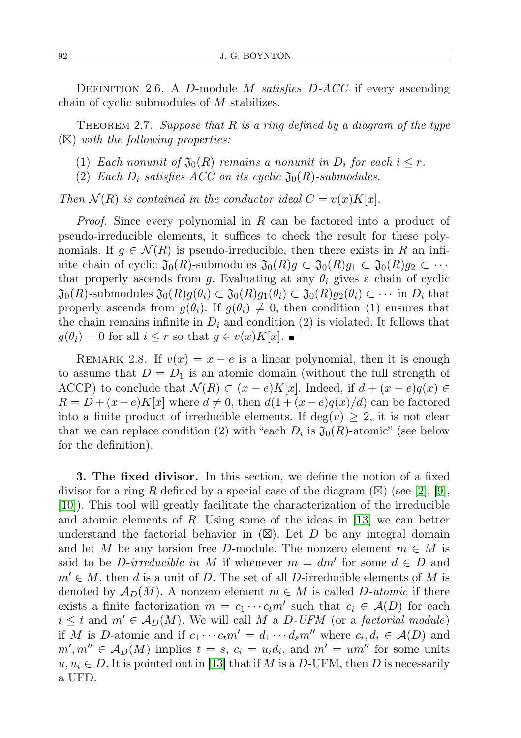DEFINITION 2.6. A $D$-module $M$ *satisfies* $D$*-ACC* if every ascending chain of cyclic submodules of $M$ stabilizes.

THEOREM 2.7. *Suppose that $R$ is a ring defined by a diagram of the type $(\boxtimes)$ with the following properties:*

(1) *Each nonunit of $\mathfrak{J}_0(R)$ remains a nonunit in $D_i$ for each $i \leq r$.*
(2) *Each $D_i$ satisfies ACC on its cyclic $\mathfrak{J}_0(R)$-submodules.*

*Then $\mathcal{N}(R)$ is contained in the conductor ideal $C = v(x)K[x]$.*

*Proof.* Since every polynomial in $R$ can be factored into a product of pseudo-irreducible elements, it suffices to check the result for these polynomials. If $g \in \mathcal{N}(R)$ is pseudo-irreducible, then there exists in $R$ an infinite chain of cyclic $\mathfrak{J}_0(R)$-submodules $\mathfrak{J}_0(R)g \subset \mathfrak{J}_0(R)g_1 \subset \mathfrak{J}_0(R)g_2 \subset \cdots$ that properly ascends from $g$. Evaluating at any $\theta_i$ gives a chain of cyclic $\mathfrak{J}_0(R)$-submodules $\mathfrak{J}_0(R)g(\theta_i) \subset \mathfrak{J}_0(R)g_1(\theta_i) \subset \mathfrak{J}_0(R)g_2(\theta_i) \subset \cdots$ in $D_i$ that properly ascends from $g(\theta_i)$. If $g(\theta_i) \neq 0$, then condition (1) ensures that the chain remains infinite in $D_i$ and condition (2) is violated. It follows that $g(\theta_i) = 0$ for all $i \leq r$ so that $g \in v(x)K[x]$. ∎

REMARK 2.8. If $v(x) = x - e$ is a linear polynomial, then it is enough to assume that $D = D_1$ is an atomic domain (without the full strength of ACCP) to conclude that $\mathcal{N}(R) \subset (x - e)K[x]$. Indeed, if $d + (x - e)q(x) \in R = D + (x - e)K[x]$ where $d \neq 0$, then $d(1 + (x - e)q(x)/d)$ can be factored into a finite product of irreducible elements. If $\deg(v) \geq 2$, it is not clear that we can replace condition (2) with "each $D_i$ is $\mathfrak{J}_0(R)$-atomic" (see below for the definition).

**3. The fixed divisor.** In this section, we define the notion of a fixed divisor for a ring $R$ defined by a special case of the diagram $(\boxtimes)$ (see [2], [9], [10]). This tool will greatly facilitate the characterization of the irreducible and atomic elements of $R$. Using some of the ideas in [13] we can better understand the factorial behavior in $(\boxtimes)$. Let $D$ be any integral domain and let $M$ be any torsion free $D$-module. The nonzero element $m \in M$ is said to be *$D$-irreducible in $M$* if whenever $m = dm'$ for some $d \in D$ and $m' \in M$, then $d$ is a unit of $D$. The set of all $D$-irreducible elements of $M$ is denoted by $\mathcal{A}_D(M)$. A nonzero element $m \in M$ is called *$D$-atomic* if there exists a finite factorization $m = c_1 \cdots c_t m'$ such that $c_i \in \mathcal{A}(D)$ for each $i \leq t$ and $m' \in \mathcal{A}_D(M)$. We will call $M$ a *$D$-UFM* (or a *factorial module*) if $M$ is $D$-atomic and if $c_1 \cdots c_t m' = d_1 \cdots d_s m''$ where $c_i, d_i \in \mathcal{A}(D)$ and $m', m'' \in \mathcal{A}_D(M)$ implies $t = s$, $c_i = u_i d_i$, and $m' = um''$ for some units $u, u_i \in D$. It is pointed out in [13] that if $M$ is a $D$-UFM, then $D$ is necessarily a UFD.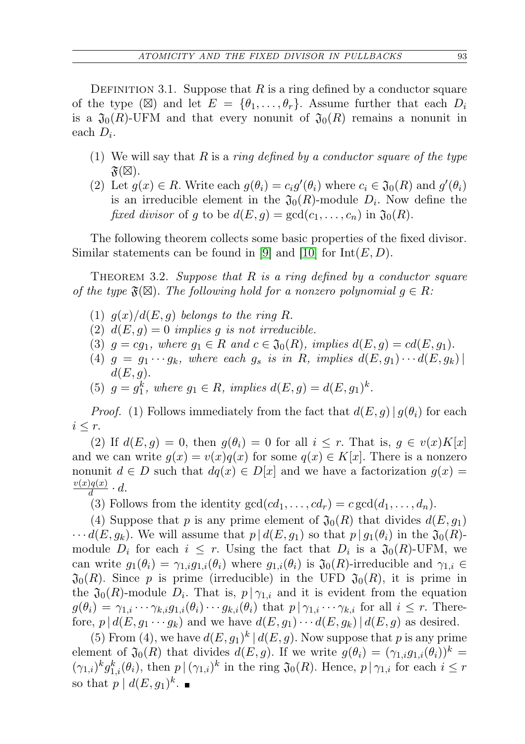Definition 3.1. Suppose that $R$ is a ring defined by a conductor square of the type $(\boxtimes)$ and let $E = \{\theta_1, \ldots, \theta_r\}$. Assume further that each $D_i$ is a $\mathfrak{J}_0(R)$-UFM and that every nonunit of $\mathfrak{J}_0(R)$ remains a nonunit in each $D_i$.

1. We will say that $R$ is a *ring defined by a conductor square of the type* $\mathfrak{F}(\boxtimes)$.
2. Let $g(x) \in R$. Write each $g(\theta_i) = c_i g'(\theta_i)$ where $c_i \in \mathfrak{J}_0(R)$ and $g'(\theta_i)$ is an irreducible element in the $\mathfrak{J}_0(R)$-module $D_i$. Now define the *fixed divisor* of $g$ to be $d(E, g) = \gcd(c_1, \ldots, c_n)$ in $\mathfrak{J}_0(R)$.

The following theorem collects some basic properties of the fixed divisor. Similar statements can be found in [9] and [10] for $\mathrm{Int}(E, D)$.

Theorem 3.2. *Suppose that $R$ is a ring defined by a conductor square of the type $\mathfrak{F}(\boxtimes)$. The following hold for a nonzero polynomial $g \in R$:*

1. *$g(x)/d(E, g)$ belongs to the ring $R$.*
2. *$d(E, g) = 0$ implies $g$ is not irreducible.*
3. *$g = cg_1$, where $g_1 \in R$ and $c \in \mathfrak{J}_0(R)$, implies $d(E, g) = cd(E, g_1)$.*
4. *$g = g_1 \cdots g_k$, where each $g_s$ is in $R$, implies $d(E, g_1) \cdots d(E, g_k) \mid d(E, g)$.*
5. *$g = g_1^k$, where $g_1 \in R$, implies $d(E, g) = d(E, g_1)^k$.*

*Proof.* (1) Follows immediately from the fact that $d(E, g) \mid g(\theta_i)$ for each $i \leq r$.

(2) If $d(E, g) = 0$, then $g(\theta_i) = 0$ for all $i \leq r$. That is, $g \in v(x)K[x]$ and we can write $g(x) = v(x)q(x)$ for some $q(x) \in K[x]$. There is a nonzero nonunit $d \in D$ such that $dq(x) \in D[x]$ and we have a factorization $g(x) = \frac{v(x)q(x)}{d} \cdot d$.

(3) Follows from the identity $\gcd(cd_1, \ldots, cd_r) = c \gcd(d_1, \ldots, d_n)$.

(4) Suppose that $p$ is any prime element of $\mathfrak{J}_0(R)$ that divides $d(E, g_1) \cdots d(E, g_k)$. We will assume that $p \mid d(E, g_1)$ so that $p \mid g_1(\theta_i)$ in the $\mathfrak{J}_0(R)$-module $D_i$ for each $i \leq r$. Using the fact that $D_i$ is a $\mathfrak{J}_0(R)$-UFM, we can write $g_1(\theta_i) = \gamma_{1,i} g_{1,i}(\theta_i)$ where $g_{1,i}(\theta_i)$ is $\mathfrak{J}_0(R)$-irreducible and $\gamma_{1,i} \in \mathfrak{J}_0(R)$. Since $p$ is prime (irreducible) in the UFD $\mathfrak{J}_0(R)$, it is prime in the $\mathfrak{J}_0(R)$-module $D_i$. That is, $p \mid \gamma_{1,i}$ and it is evident from the equation $g(\theta_i) = \gamma_{1,i} \cdots \gamma_{k,i} g_{1,i}(\theta_i) \cdots g_{k,i}(\theta_i)$ that $p \mid \gamma_{1,i} \cdots \gamma_{k,i}$ for all $i \leq r$. Therefore, $p \mid d(E, g_1 \cdots g_k)$ and we have $d(E, g_1) \cdots d(E, g_k) \mid d(E, g)$ as desired.

(5) From (4), we have $d(E, g_1)^k \mid d(E, g)$. Now suppose that $p$ is any prime element of $\mathfrak{J}_0(R)$ that divides $d(E, g)$. If we write $g(\theta_i) = (\gamma_{1,i} g_{1,i}(\theta_i))^k = (\gamma_{1,i})^k g_{1,i}^k(\theta_i)$, then $p \mid (\gamma_{1,i})^k$ in the ring $\mathfrak{J}_0(R)$. Hence, $p \mid \gamma_{1,i}$ for each $i \leq r$ so that $p \mid d(E, g_1)^k$. ∎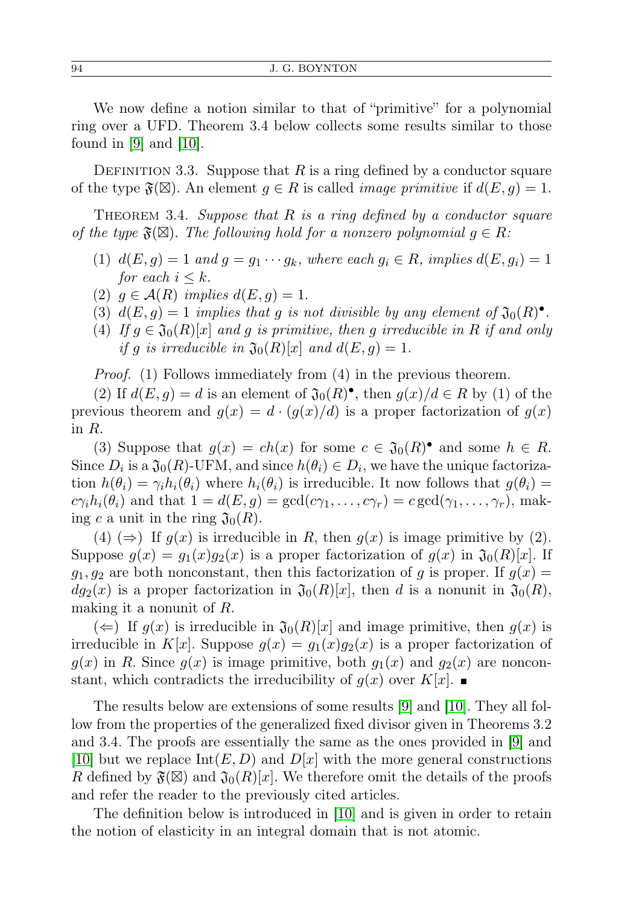We now define a notion similar to that of "primitive" for a polynomial ring over a UFD. Theorem 3.4 below collects some results similar to those found in [9] and [10].

Definition 3.3. Suppose that $R$ is a ring defined by a conductor square of the type $\mathfrak{F}(\boxtimes)$. An element $g \in R$ is called *image primitive* if $d(E, g) = 1$.

Theorem 3.4. *Suppose that $R$ is a ring defined by a conductor square of the type $\mathfrak{F}(\boxtimes)$. The following hold for a nonzero polynomial $g \in R$:*

1. *$d(E, g) = 1$ and $g = g_1 \cdots g_k$, where each $g_i \in R$, implies $d(E, g_i) = 1$ for each $i \leq k$.*
2. *$g \in \mathcal{A}(R)$ implies $d(E, g) = 1$.*
3. *$d(E, g) = 1$ implies that $g$ is not divisible by any element of $\mathfrak{J}_0(R)^\bullet$.*
4. *If $g \in \mathfrak{J}_0(R)[x]$ and $g$ is primitive, then $g$ irreducible in $R$ if and only if $g$ is irreducible in $\mathfrak{J}_0(R)[x]$ and $d(E, g) = 1$.*

*Proof.* (1) Follows immediately from (4) in the previous theorem.

(2) If $d(E, g) = d$ is an element of $\mathfrak{J}_0(R)^\bullet$, then $g(x)/d \in R$ by (1) of the previous theorem and $g(x) = d \cdot (g(x)/d)$ is a proper factorization of $g(x)$ in $R$.

(3) Suppose that $g(x) = ch(x)$ for some $c \in \mathfrak{J}_0(R)^\bullet$ and some $h \in R$. Since $D_i$ is a $\mathfrak{J}_0(R)$-UFM, and since $h(\theta_i) \in D_i$, we have the unique factorization $h(\theta_i) = \gamma_i h_i(\theta_i)$ where $h_i(\theta_i)$ is irreducible. It now follows that $g(\theta_i) = c\gamma_i h_i(\theta_i)$ and that $1 = d(E, g) = \gcd(c\gamma_1, \ldots, c\gamma_r) = c\gcd(\gamma_1, \ldots, \gamma_r)$, making $c$ a unit in the ring $\mathfrak{J}_0(R)$.

(4) ($\Rightarrow$) If $g(x)$ is irreducible in $R$, then $g(x)$ is image primitive by (2). Suppose $g(x) = g_1(x)g_2(x)$ is a proper factorization of $g(x)$ in $\mathfrak{J}_0(R)[x]$. If $g_1, g_2$ are both nonconstant, then this factorization of $g$ is proper. If $g(x) = dg_2(x)$ is a proper factorization in $\mathfrak{J}_0(R)[x]$, then $d$ is a nonunit in $\mathfrak{J}_0(R)$, making it a nonunit of $R$.

($\Leftarrow$) If $g(x)$ is irreducible in $\mathfrak{J}_0(R)[x]$ and image primitive, then $g(x)$ is irreducible in $K[x]$. Suppose $g(x) = g_1(x)g_2(x)$ is a proper factorization of $g(x)$ in $R$. Since $g(x)$ is image primitive, both $g_1(x)$ and $g_2(x)$ are nonconstant, which contradicts the irreducibility of $g(x)$ over $K[x]$. ∎

The results below are extensions of some results [9] and [10]. They all follow from the properties of the generalized fixed divisor given in Theorems 3.2 and 3.4. The proofs are essentially the same as the ones provided in [9] and [10] but we replace $\text{Int}(E, D)$ and $D[x]$ with the more general constructions $R$ defined by $\mathfrak{F}(\boxtimes)$ and $\mathfrak{J}_0(R)[x]$. We therefore omit the details of the proofs and refer the reader to the previously cited articles.

The definition below is introduced in [10] and is given in order to retain the notion of elasticity in an integral domain that is not atomic.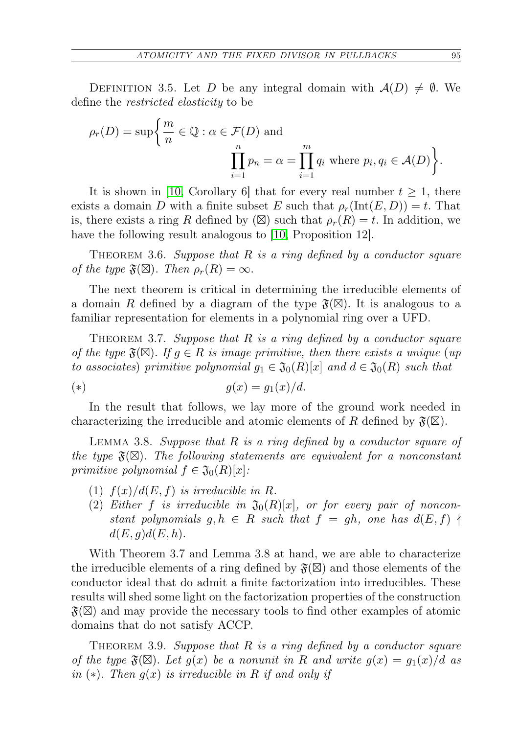Definition 3.5. Let $D$ be any integral domain with $\mathcal{A}(D) \neq \emptyset$. We define the *restricted elasticity* to be

$$\rho_r(D) = \sup\left\{ \frac{m}{n} \in \mathbb{Q} : \alpha \in \mathcal{F}(D) \text{ and } \prod_{i=1}^{n} p_n = \alpha = \prod_{i=1}^{m} q_i \text{ where } p_i, q_i \in \mathcal{A}(D) \right\}.$$

It is shown in [10, Corollary 6] that for every real number $t \geq 1$, there exists a domain $D$ with a finite subset $E$ such that $\rho_r(\mathrm{Int}(E, D)) = t$. That is, there exists a ring $R$ defined by ($\boxtimes$) such that $\rho_r(R) = t$. In addition, we have the following result analogous to [10, Proposition 12].

Theorem 3.6. *Suppose that $R$ is a ring defined by a conductor square of the type $\mathfrak{F}(\boxtimes)$. Then $\rho_r(R) = \infty$.*

The next theorem is critical in determining the irreducible elements of a domain $R$ defined by a diagram of the type $\mathfrak{F}(\boxtimes)$. It is analogous to a familiar representation for elements in a polynomial ring over a UFD.

Theorem 3.7. *Suppose that $R$ is a ring defined by a conductor square of the type $\mathfrak{F}(\boxtimes)$. If $g \in R$ is image primitive, then there exists a unique (up to associates) primitive polynomial $g_1 \in \mathfrak{J}_0(R)[x]$ and $d \in \mathfrak{J}_0(R)$ such that*

$$(*) \qquad\qquad g(x) = g_1(x)/d.$$

In the result that follows, we lay more of the ground work needed in characterizing the irreducible and atomic elements of $R$ defined by $\mathfrak{F}(\boxtimes)$.

Lemma 3.8. *Suppose that $R$ is a ring defined by a conductor square of the type $\mathfrak{F}(\boxtimes)$. The following statements are equivalent for a nonconstant primitive polynomial $f \in \mathfrak{J}_0(R)[x]$:*

1. *$f(x)/d(E, f)$ is irreducible in $R$.*
2. *Either $f$ is irreducible in $\mathfrak{J}_0(R)[x]$, or for every pair of nonconstant polynomials $g, h \in R$ such that $f = gh$, one has $d(E, f) \nmid d(E, g)d(E, h)$.*

With Theorem 3.7 and Lemma 3.8 at hand, we are able to characterize the irreducible elements of a ring defined by $\mathfrak{F}(\boxtimes)$ and those elements of the conductor ideal that do admit a finite factorization into irreducibles. These results will shed some light on the factorization properties of the construction $\mathfrak{F}(\boxtimes)$ and may provide the necessary tools to find other examples of atomic domains that do not satisfy ACCP.

Theorem 3.9. *Suppose that $R$ is a ring defined by a conductor square of the type $\mathfrak{F}(\boxtimes)$. Let $g(x)$ be a nonunit in $R$ and write $g(x) = g_1(x)/d$ as in $(*)$. Then $g(x)$ is irreducible in $R$ if and only if*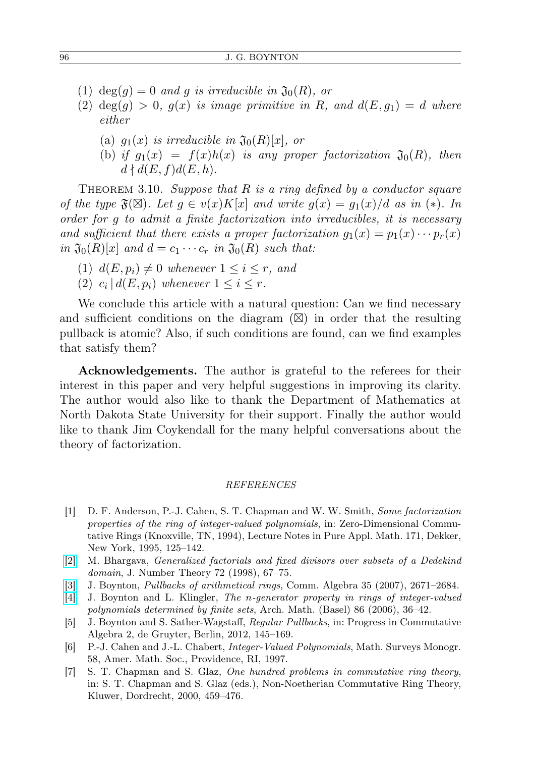(1) $\deg(g) = 0$ *and* $g$ *is irreducible in* $\mathfrak{J}_0(R)$, *or*

(2) $\deg(g) > 0$, $g(x)$ *is image primitive in* $R$, *and* $d(E, g_1) = d$ *where either*

   (a) $g_1(x)$ *is irreducible in* $\mathfrak{J}_0(R)[x]$, *or*

   (b) *if* $g_1(x) = f(x)h(x)$ *is any proper factorization* $\mathfrak{J}_0(R)$, *then* $d \nmid d(E, f)d(E, h)$.

Theorem 3.10. *Suppose that* $R$ *is a ring defined by a conductor square of the type* $\mathfrak{F}(\boxtimes)$. *Let* $g \in v(x)K[x]$ *and write* $g(x) = g_1(x)/d$ *as in* $(*)$. *In order for* $g$ *to admit a finite factorization into irreducibles, it is necessary and sufficient that there exists a proper factorization* $g_1(x) = p_1(x) \cdots p_r(x)$ *in* $\mathfrak{J}_0(R)[x]$ *and* $d = c_1 \cdots c_r$ *in* $\mathfrak{J}_0(R)$ *such that:*

(1) $d(E, p_i) \neq 0$ *whenever* $1 \leq i \leq r$, *and*

(2) $c_i \mid d(E, p_i)$ *whenever* $1 \leq i \leq r$.

We conclude this article with a natural question: Can we find necessary and sufficient conditions on the diagram $(\boxtimes)$ in order that the resulting pullback is atomic? Also, if such conditions are found, can we find examples that satisfy them?

**Acknowledgements.** The author is grateful to the referees for their interest in this paper and very helpful suggestions in improving its clarity. The author would also like to thank the Department of Mathematics at North Dakota State University for their support. Finally the author would like to thank Jim Coykendall for the many helpful conversations about the theory of factorization.

## REFERENCES

[1] D. F. Anderson, P.-J. Cahen, S. T. Chapman and W. W. Smith, *Some factorization properties of the ring of integer-valued polynomials*, in: Zero-Dimensional Commutative Rings (Knoxville, TN, 1994), Lecture Notes in Pure Appl. Math. 171, Dekker, New York, 1995, 125–142.

[2] M. Bhargava, *Generalized factorials and fixed divisors over subsets of a Dedekind domain*, J. Number Theory 72 (1998), 67–75.

[3] J. Boynton, *Pullbacks of arithmetical rings*, Comm. Algebra 35 (2007), 2671–2684.

[4] J. Boynton and L. Klingler, *The n-generator property in rings of integer-valued polynomials determined by finite sets*, Arch. Math. (Basel) 86 (2006), 36–42.

[5] J. Boynton and S. Sather-Wagstaff, *Regular Pullbacks*, in: Progress in Commutative Algebra 2, de Gruyter, Berlin, 2012, 145–169.

[6] P.-J. Cahen and J.-L. Chabert, *Integer-Valued Polynomials*, Math. Surveys Monogr. 58, Amer. Math. Soc., Providence, RI, 1997.

[7] S. T. Chapman and S. Glaz, *One hundred problems in commutative ring theory*, in: S. T. Chapman and S. Glaz (eds.), Non-Noetherian Commutative Ring Theory, Kluwer, Dordrecht, 2000, 459–476.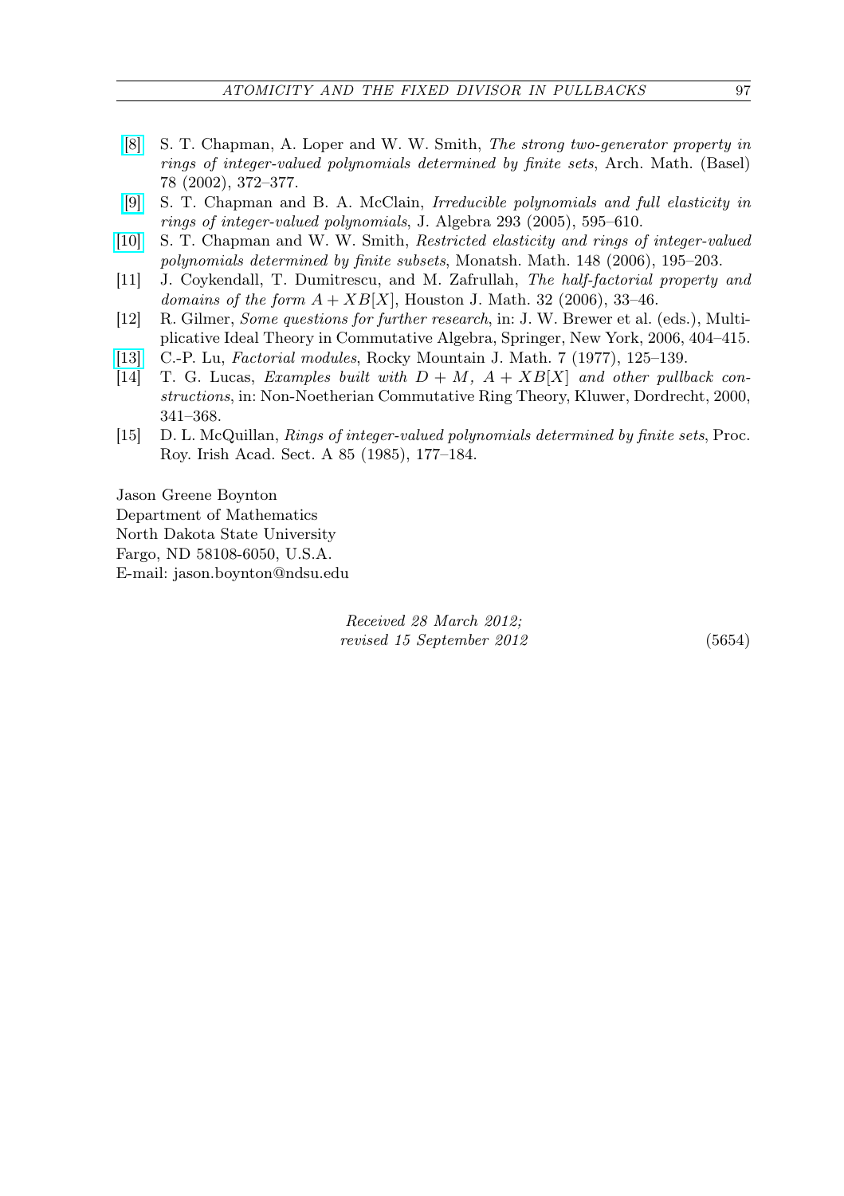[8] S. T. Chapman, A. Loper and W. W. Smith, *The strong two-generator property in rings of integer-valued polynomials determined by finite sets*, Arch. Math. (Basel) 78 (2002), 372–377.

[9] S. T. Chapman and B. A. McClain, *Irreducible polynomials and full elasticity in rings of integer-valued polynomials*, J. Algebra 293 (2005), 595–610.

[10] S. T. Chapman and W. W. Smith, *Restricted elasticity and rings of integer-valued polynomials determined by finite subsets*, Monatsh. Math. 148 (2006), 195–203.

[11] J. Coykendall, T. Dumitrescu, and M. Zafrullah, *The half-factorial property and domains of the form $A + XB[X]$*, Houston J. Math. 32 (2006), 33–46.

[12] R. Gilmer, *Some questions for further research*, in: J. W. Brewer et al. (eds.), Multiplicative Ideal Theory in Commutative Algebra, Springer, New York, 2006, 404–415.

[13] C.-P. Lu, *Factorial modules*, Rocky Mountain J. Math. 7 (1977), 125–139.

[14] T. G. Lucas, *Examples built with $D + M$, $A + XB[X]$ and other pullback constructions*, in: Non-Noetherian Commutative Ring Theory, Kluwer, Dordrecht, 2000, 341–368.

[15] D. L. McQuillan, *Rings of integer-valued polynomials determined by finite sets*, Proc. Roy. Irish Acad. Sect. A 85 (1985), 177–184.

Jason Greene Boynton
Department of Mathematics
North Dakota State University
Fargo, ND 58108-6050, U.S.A.
E-mail: jason.boynton@ndsu.edu

*Received 28 March 2012;*
*revised 15 September 2012* (5654)